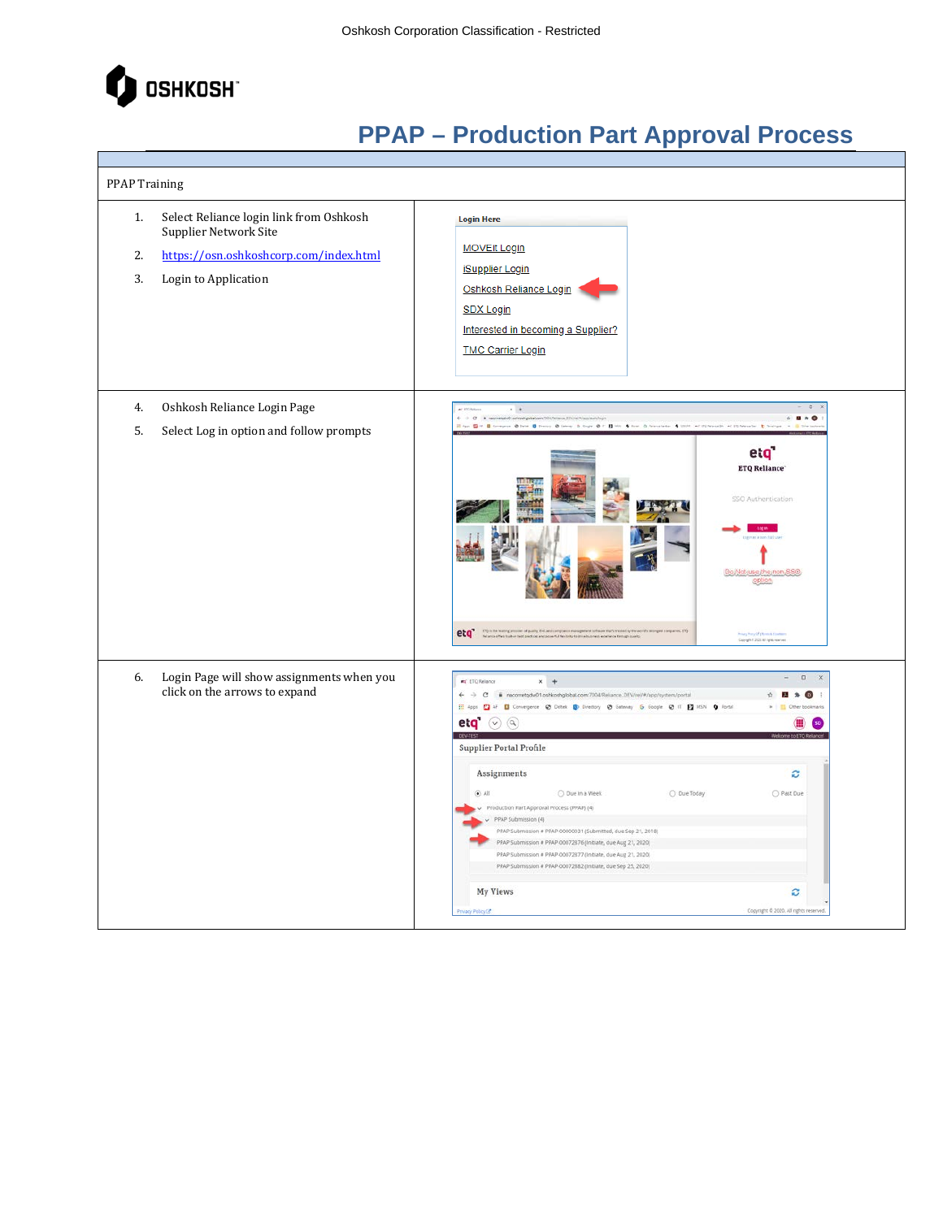Oshkosh Corporation Classification - Restricted

OSHKOSH

# PPAP – Production Part Approval Process

PPAP Training

1. Select Reliance login link from Oshkosh Supplier Network Site
2. https://osn.oshkoshcorp.com/index.html
3. Login to Application

**Login Here**

MOVEit Login
iSupplier Login
Oshkosh Reliance Login
SDX Login
Interested in becoming a Supplier?
TMC Carrier Login

4. Oshkosh Reliance Login Page
5. Select Log in option and follow prompts

6. Login Page will show assignments when you click on the arrows to expand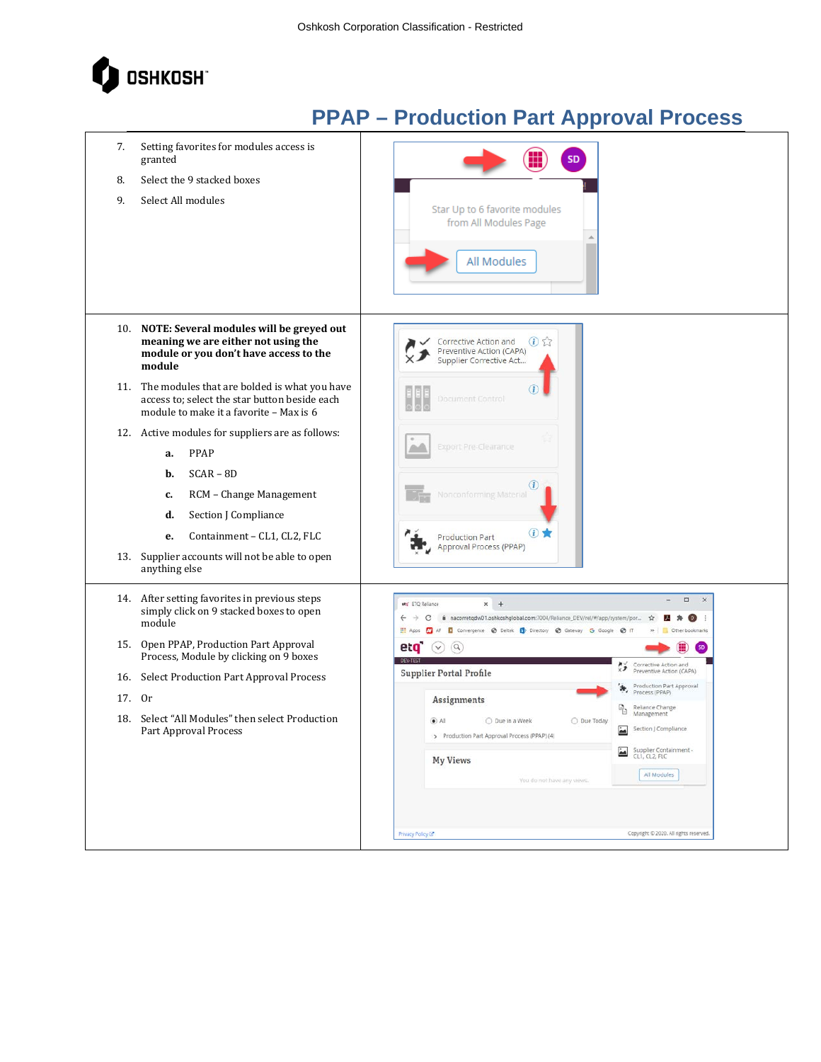# PPAP – Production Part Approval Process

7. Setting favorites for modules access is granted
8. Select the 9 stacked boxes
9. Select All modules

10. **NOTE: Several modules will be greyed out meaning we are either not using the module or you don't have access to the module**
11. The modules that are bolded is what you have access to; select the star button beside each module to make it a favorite – Max is 6
12. Active modules for suppliers are as follows:
    a. PPAP
    b. SCAR – 8D
    c. RCM – Change Management
    d. Section J Compliance
    e. Containment – CL1, CL2, FLC
13. Supplier accounts will not be able to open anything else

14. After setting favorites in previous steps simply click on 9 stacked boxes to open module
15. Open PPAP, Production Part Approval Process, Module by clicking on 9 boxes
16. Select Production Part Approval Process
17. Or
18. Select "All Modules" then select Production Part Approval Process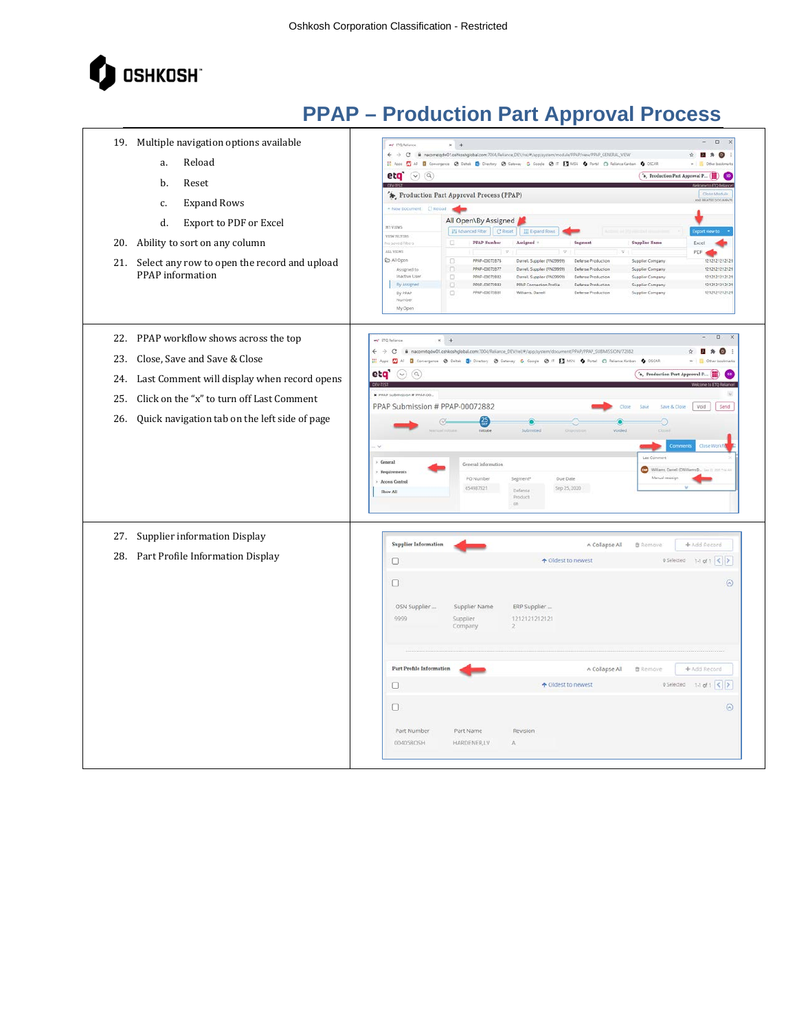# PPAP – Production Part Approval Process

19. Multiple navigation options available
    a. Reload
    b. Reset
    c. Expand Rows
    d. Export to PDF or Excel
20. Ability to sort on any column
21. Select any row to open the record and upload PPAP information

22. PPAP workflow shows across the top
23. Close, Save and Save & Close
24. Last Comment will display when record opens
25. Click on the "x" to turn off Last Comment
26. Quick navigation tab on the left side of page

27. Supplier information Display
28. Part Profile Information Display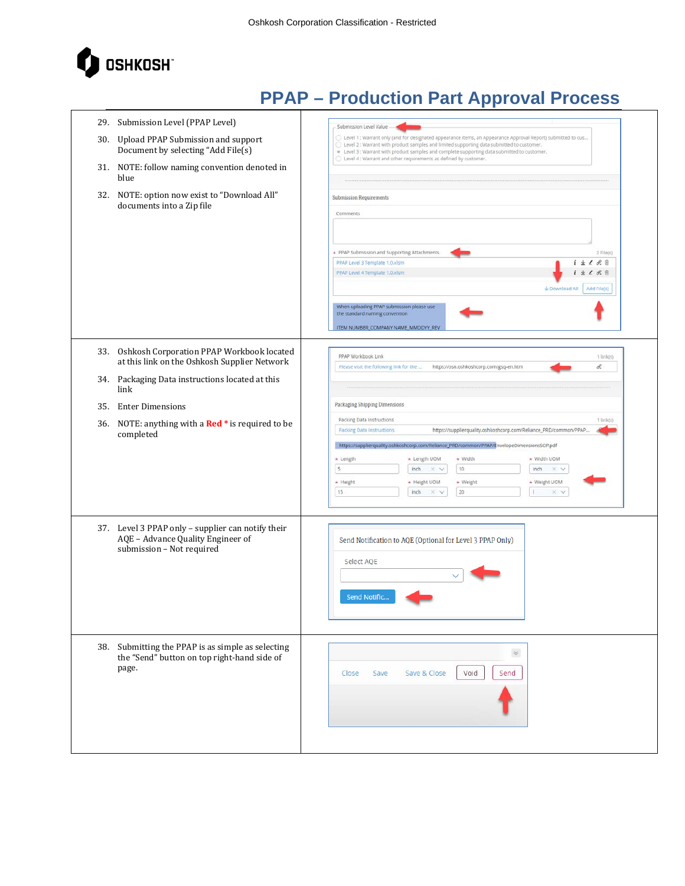# PPAP – Production Part Approval Process

29. Submission Level (PPAP Level)
30. Upload PPAP Submission and support Document by selecting "Add File(s)
31. NOTE: follow naming convention denoted in blue
32. NOTE: option now exist to "Download All" documents into a Zip file

33. Oshkosh Corporation PPAP Workbook located at this link on the Oshkosh Supplier Network
34. Packaging Data instructions located at this link
35. Enter Dimensions
36. NOTE: anything with a **Red \*** is required to be completed

37. Level 3 PPAP only – supplier can notify their AQE – Advance Quality Engineer of submission – Not required

38. Submitting the PPAP is as simple as selecting the "Send" button on top right-hand side of page.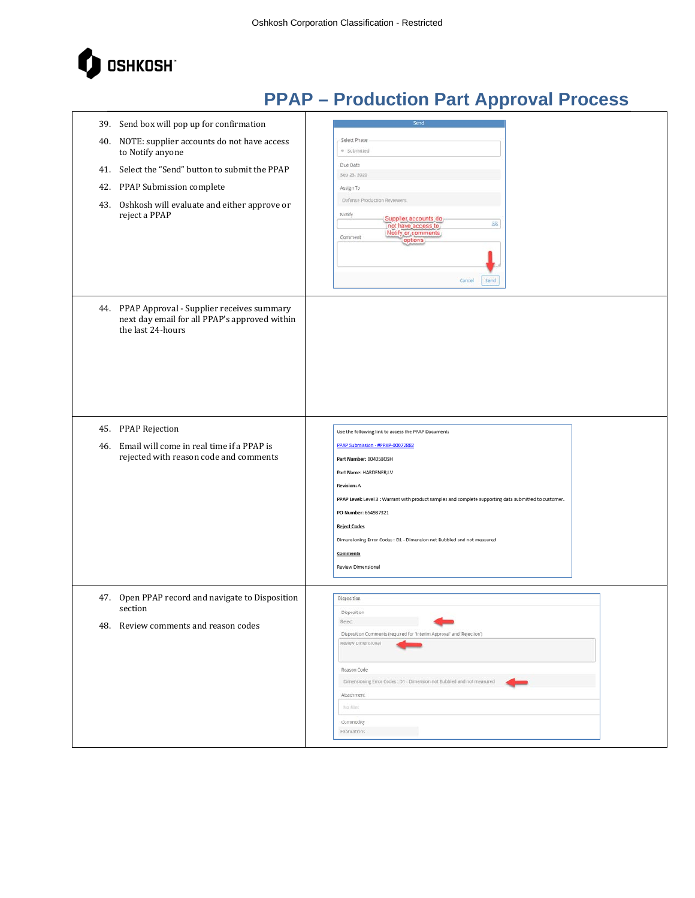Oshkosh Corporation Classification - Restricted

# PPAP – Production Part Approval Process

| | |
|---|---|
| 39. Send box will pop up for confirmation<br>40. NOTE: supplier accounts do not have access to Notify anyone<br>41. Select the "Send" button to submit the PPAP<br>42. PPAP Submission complete<br>43. Oshkosh will evaluate and either approve or reject a PPAP | Send<br>Select Phase: Submitted<br>Due Date: Sep 29, 2020<br>Assign To: Defense Production Reviewers<br>Notify<br>Supplier accounts do not have access to Notify or comments options<br>Comment<br>Cancel Send |
| 44. PPAP Approval - Supplier receives summary next day email for all PPAP's approved within the last 24-hours | |
| 45. PPAP Rejection<br>46. Email will come in real time if a PPAP is rejected with reason code and comments | Use the following link to access the PPAP Document:<br>PPAP Submission - #PPAP-00072882<br>**Part Number:** 0040580SH<br>**Part Name:** HARDENER,LV<br>**Revision:** A<br>**PPAP Level:** Level 3 : Warrant with product samples and complete supporting data submitted to customer.<br>**PO Number:** 654987321<br>**Reject Codes**<br>Dimensioning Error Codes : D1 - Dimension not Bubbled and not measured<br>**Comments**<br>Review Dimensional |
| 47. Open PPAP record and navigate to Disposition section<br>48. Review comments and reason codes | Disposition<br>Disposition: Reject<br>Disposition Comments (required for 'Interim Approval' and 'Rejection'): Review Dimensional<br>Reason Code: Dimensioning Error Codes : D1 - Dimension not Bubbled and not measured<br>Attachment: No files<br>Commodity: Fabrications |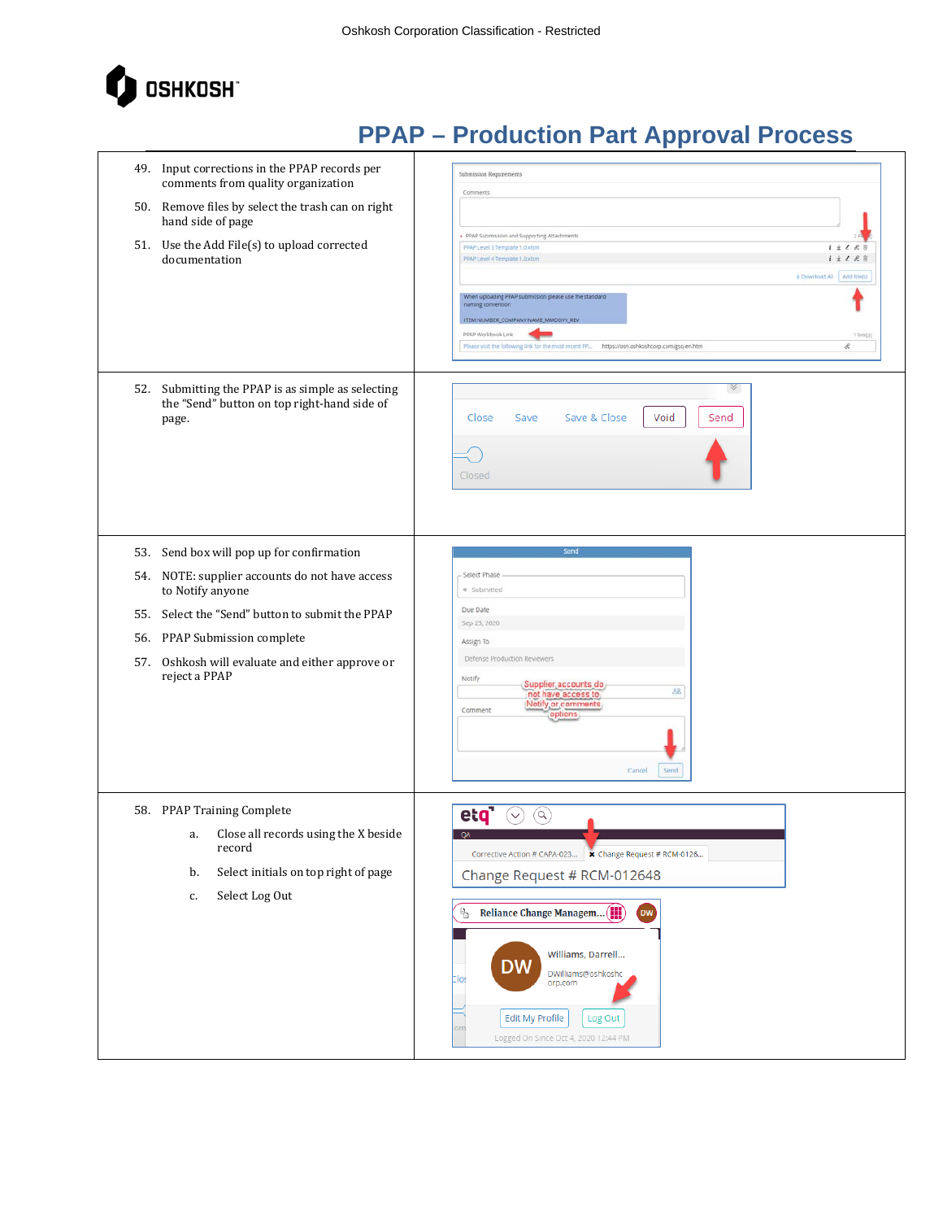# PPAP – Production Part Approval Process

49. Input corrections in the PPAP records per comments from quality organization
50. Remove files by select the trash can on right hand side of page
51. Use the Add File(s) to upload corrected documentation

52. Submitting the PPAP is as simple as selecting the "Send" button on top right-hand side of page.

53. Send box will pop up for confirmation
54. NOTE: supplier accounts do not have access to Notify anyone
55. Select the "Send" button to submit the PPAP
56. PPAP Submission complete
57. Oshkosh will evaluate and either approve or reject a PPAP

58. PPAP Training Complete
    a. Close all records using the X beside record
    b. Select initials on top right of page
    c. Select Log Out